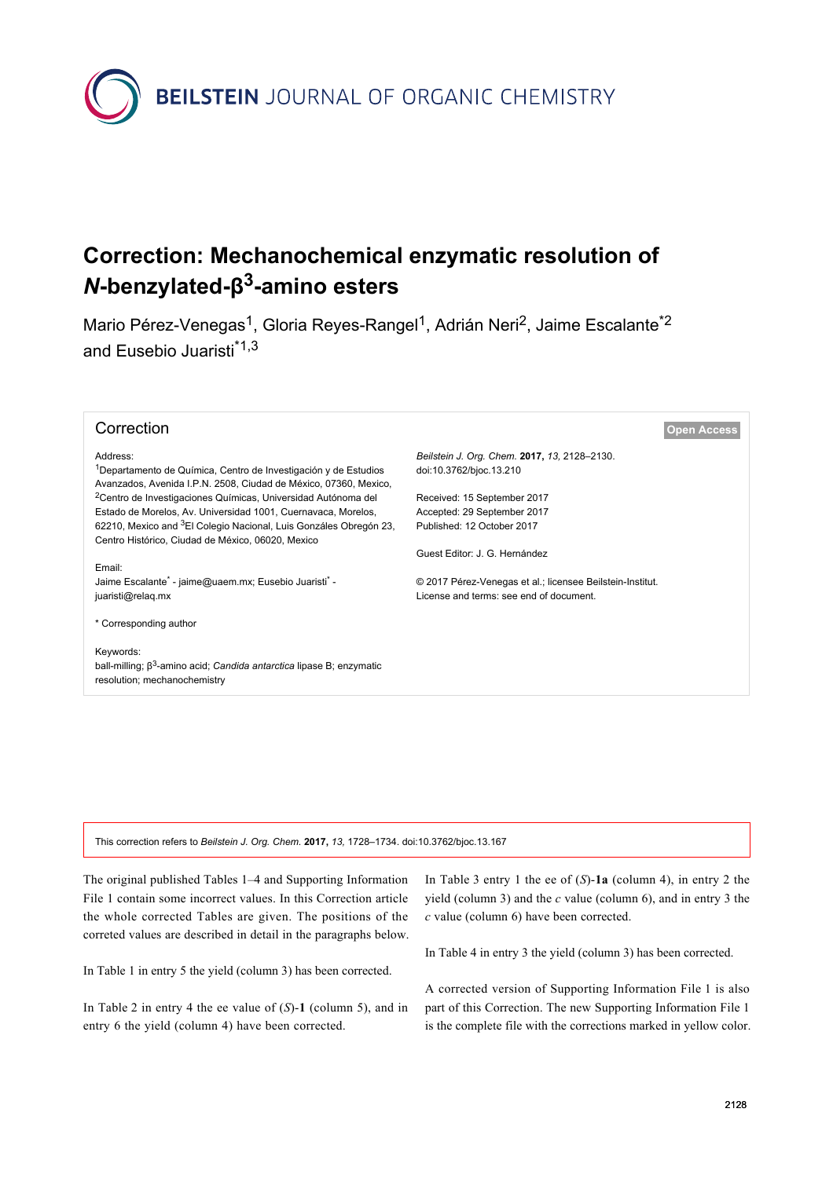# Correction: Mechanochemical enzymatic resolution of *N*-benzylated-β$^{3}$-amino esters

Mario Pérez-Venegas[1], Gloria Reyes-Rangel[1], Adrián Neri[2], Jaime Escalante*[2] and Eusebio Juaristi*[1,3]

## Correction

Address:
[1]Departamento de Química, Centro de Investigación y de Estudios Avanzados, Avenida I.P.N. 2508, Ciudad de México, 07360, Mexico, [2]Centro de Investigaciones Químicas, Universidad Autónoma del Estado de Morelos, Av. Universidad 1001, Cuernavaca, Morelos, 62210, Mexico and [3]El Colegio Nacional, Luis Gonzáles Obregón 23, Centro Histórico, Ciudad de México, 06020, Mexico

Email:
Jaime Escalante* - jaime@uaem.mx; Eusebio Juaristi* - juaristi@relaq.mx

* Corresponding author

Keywords:
ball-milling; β$^{3}$-amino acid; *Candida antarctica* lipase B; enzymatic resolution; mechanochemistry

*Beilstein J. Org. Chem.* **2017,** *13,* 2128–2130.
doi:10.3762/bjoc.13.210

Received: 15 September 2017
Accepted: 29 September 2017
Published: 12 October 2017

Guest Editor: J. G. Hernández

© 2017 Pérez-Venegas et al.; licensee Beilstein-Institut.
License and terms: see end of document.

Open Access

This correction refers to *Beilstein J. Org. Chem.* **2017,** *13,* 1728–1734. doi:10.3762/bjoc.13.167

The original published Tables 1–4 and Supporting Information File 1 contain some incorrect values. In this Correction article the whole corrected Tables are given. The positions of the correted values are described in detail in the paragraphs below.

In Table 1 in entry 5 the yield (column 3) has been corrected.

In Table 2 in entry 4 the ee value of (*S*)-**1** (column 5), and in entry 6 the yield (column 4) have been corrected.

In Table 3 entry 1 the ee of (*S*)-**1a** (column 4), in entry 2 the yield (column 3) and the *c* value (column 6), and in entry 3 the *c* value (column 6) have been corrected.

In Table 4 in entry 3 the yield (column 3) has been corrected.

A corrected version of Supporting Information File 1 is also part of this Correction. The new Supporting Information File 1 is the complete file with the corrections marked in yellow color.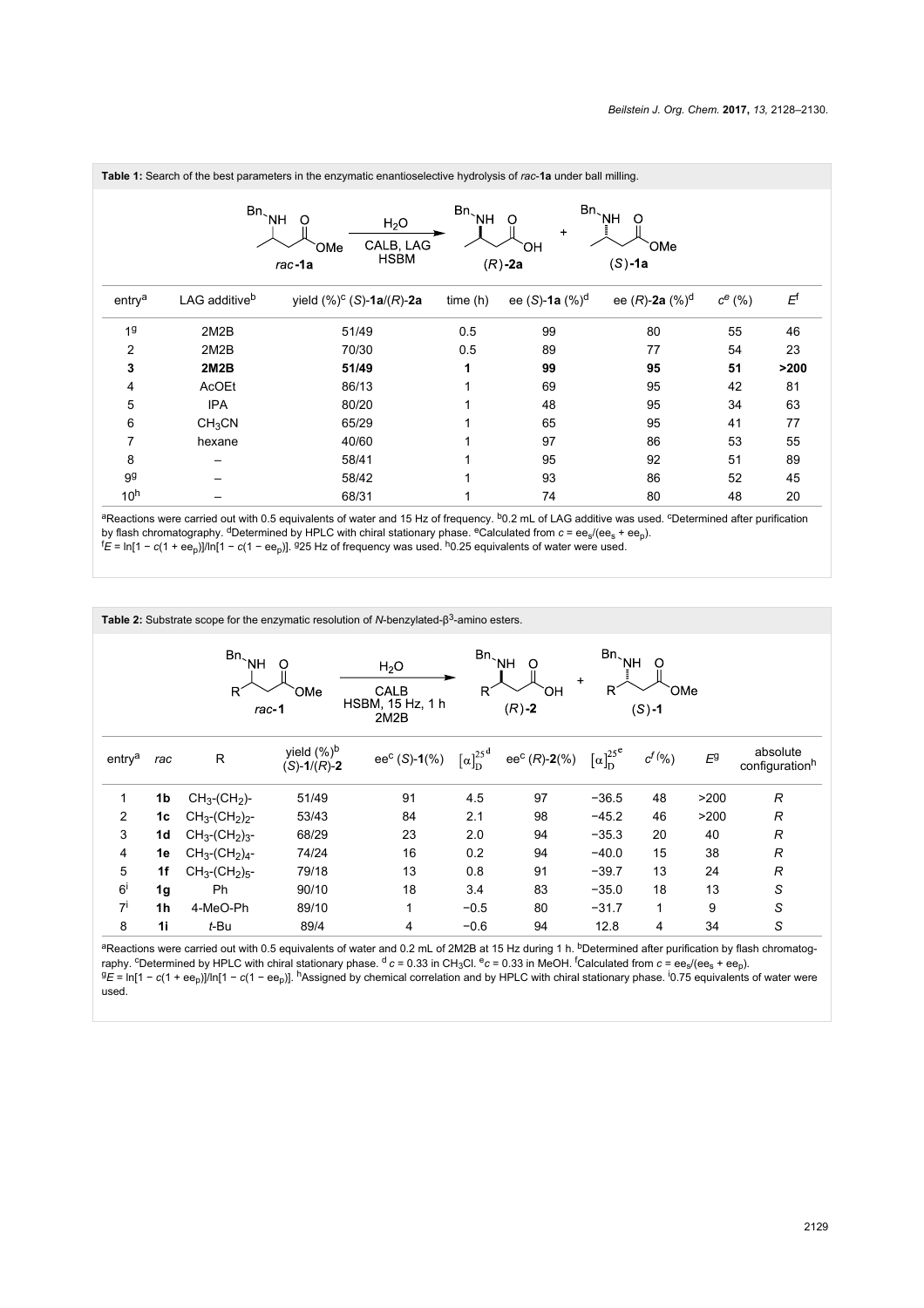**Table 1:** Search of the best parameters in the enzymatic enantioselective hydrolysis of *rac*-**1a** under ball milling.

| entry[a] | LAG additive[b] | yield (%)[c] (*S*)-**1a**/(*R*)-**2a** | time (h) | ee (*S*)-**1a** (%)[d] | ee (*R*)-**2a** (%)[d] | $c^{e}$ (%) | $E^{f}$ |
|---|---|---|---|---|---|---|---|
| 1[g] | 2M2B | 51/49 | 0.5 | 99 | 80 | 55 | 46 |
| 2 | 2M2B | 70/30 | 0.5 | 89 | 77 | 54 | 23 |
| **3** | **2M2B** | **51/49** | **1** | **99** | **95** | **51** | **>200** |
| 4 | AcOEt | 86/13 | 1 | 69 | 95 | 42 | 81 |
| 5 | IPA | 80/20 | 1 | 48 | 95 | 34 | 63 |
| 6 | $CH_3CN$ | 65/29 | 1 | 65 | 95 | 41 | 77 |
| 7 | hexane | 40/60 | 1 | 97 | 86 | 53 | 55 |
| 8 | – | 58/41 | 1 | 95 | 92 | 51 | 89 |
| 9[g] | – | 58/42 | 1 | 93 | 86 | 52 | 45 |
| 10[h] | – | 68/31 | 1 | 74 | 80 | 48 | 20 |

[a]Reactions were carried out with 0.5 equivalents of water and 15 Hz of frequency. [b]0.2 mL of LAG additive was used. [c]Determined after purification by flash chromatography. [d]Determined by HPLC with chiral stationary phase. [e]Calculated from $c = ee_s/(ee_s + ee_p)$.
[f]$E = \ln[1 - c(1 + ee_p)]/\ln[1 - c(1 - ee_p)]$. [g]25 Hz of frequency was used. [h]0.25 equivalents of water were used.

**Table 2:** Substrate scope for the enzymatic resolution of *N*-benzylated-β[3]-amino esters.

| entry[a] | *rac* | R | yield (%)[b] (*S*)-**1**/(*R*)-**2** | ee[c] (*S*)-**1**(%) | $[\alpha]_D^{25}$ [d] | ee[c] (*R*)-**2**(%) | $[\alpha]_D^{25}$ [e] | $c^{f}$ (%) | $E^{g}$ | absolute configuration[h] |
|---|---|---|---|---|---|---|---|---|---|---|
| 1 | **1b** | $CH_3$-($CH_2$)- | 51/49 | 91 | 4.5 | 97 | −36.5 | 48 | >200 | *R* |
| 2 | **1c** | $CH_3$-($CH_2$)$_2$- | 53/43 | 84 | 2.1 | 98 | −45.2 | 46 | >200 | *R* |
| 3 | **1d** | $CH_3$-($CH_2$)$_3$- | 68/29 | 23 | 2.0 | 94 | −35.3 | 20 | 40 | *R* |
| 4 | **1e** | $CH_3$-($CH_2$)$_4$- | 74/24 | 16 | 0.2 | 94 | −40.0 | 15 | 38 | *R* |
| 5 | **1f** | $CH_3$-($CH_2$)$_5$- | 79/18 | 13 | 0.8 | 91 | −39.7 | 13 | 24 | *R* |
| 6[i] | **1g** | Ph | 90/10 | 18 | 3.4 | 83 | −35.0 | 18 | 13 | *S* |
| 7[i] | **1h** | 4-MeO-Ph | 89/10 | 1 | −0.5 | 80 | −31.7 | 1 | 9 | *S* |
| 8 | **1i** | *t*-Bu | 89/4 | 4 | −0.6 | 94 | 12.8 | 4 | 34 | *S* |

[a]Reactions were carried out with 0.5 equivalents of water and 0.2 mL of 2M2B at 15 Hz during 1 h. [b]Determined after purification by flash chromatography. [c]Determined by HPLC with chiral stationary phase. [d] $c = 0.33$ in $CH_3Cl$. [e]$c = 0.33$ in MeOH. [f]Calculated from $c = ee_s/(ee_s + ee_p)$.
[g]$E = \ln[1 - c(1 + ee_p)]/\ln[1 - c(1 - ee_p)]$. [h]Assigned by chemical correlation and by HPLC with chiral stationary phase. [i]0.75 equivalents of water were used.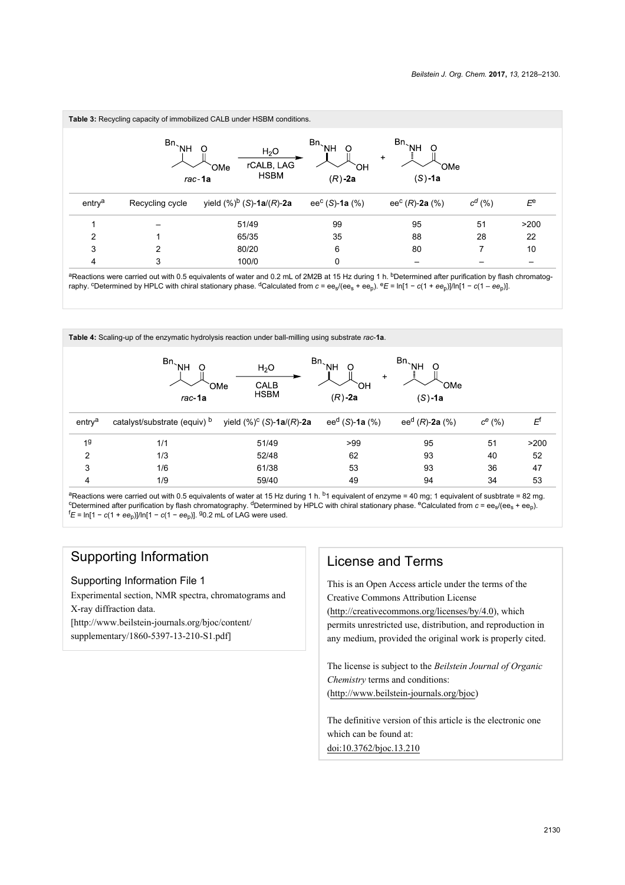**Table 3:** Recycling capacity of immobilized CALB under HSBM conditions.

| entry[a] | Recycling cycle | yield (%)[b] (*S*)-**1a**/(*R*)-**2a** | ee[c] (*S*)-**1a** (%) | ee[c] (*R*)-**2a** (%) | $c^d$ (%) | $E^e$ |
|---|---|---|---|---|---|---|
| 1 | – | 51/49 | 99 | 95 | 51 | >200 |
| 2 | 1 | 65/35 | 35 | 88 | 28 | 22 |
| 3 | 2 | 80/20 | 6 | 80 | 7 | 10 |
| 4 | 3 | 100/0 | 0 | – | – | – |

[a]Reactions were carried out with 0.5 equivalents of water and 0.2 mL of 2M2B at 15 Hz during 1 h. [b]Determined after purification by flash chromatography. [c]Determined by HPLC with chiral stationary phase. [d]Calculated from $c = ee_s/(ee_s + ee_p)$. [e]$E = \ln[1 - c(1 + ee_p)]/\ln[1 - c(1 - ee_p)]$.

**Table 4:** Scaling-up of the enzymatic hydrolysis reaction under ball-milling using substrate *rac*-**1a**.

| entry[a] | catalyst/substrate (equiv) [b] | yield (%)[c] (*S*)-**1a**/(*R*)-**2a** | ee[d] (*S*)-**1a** (%) | ee[d] (*R*)-**2a** (%) | $c^e$ (%) | $E^f$ |
|---|---|---|---|---|---|---|
| 1[g] | 1/1 | 51/49 | >99 | 95 | 51 | >200 |
| 2 | 1/3 | 52/48 | 62 | 93 | 40 | 52 |
| 3 | 1/6 | 61/38 | 53 | 93 | 36 | 47 |
| 4 | 1/9 | 59/40 | 49 | 94 | 34 | 53 |

[a]Reactions were carried out with 0.5 equivalents of water at 15 Hz during 1 h. [b]1 equivalent of enzyme = 40 mg; 1 equivalent of susbtrate = 82 mg. [c]Determined after purification by flash chromatography. [d]Determined by HPLC with chiral stationary phase. [e]Calculated from $c = ee_s/(ee_s + ee_p)$. [f]$E = \ln[1 - c(1 + ee_p)]/\ln[1 - c(1 - ee_p)]$. [g]0.2 mL of LAG were used.

## Supporting Information

### Supporting Information File 1

Experimental section, NMR spectra, chromatograms and X-ray diffraction data.
[http://www.beilstein-journals.org/bjoc/content/supplementary/1860-5397-13-210-S1.pdf]

## License and Terms

This is an Open Access article under the terms of the Creative Commons Attribution License (http://creativecommons.org/licenses/by/4.0), which permits unrestricted use, distribution, and reproduction in any medium, provided the original work is properly cited.

The license is subject to the *Beilstein Journal of Organic Chemistry* terms and conditions: (http://www.beilstein-journals.org/bjoc)

The definitive version of this article is the electronic one which can be found at:
doi:10.3762/bjoc.13.210